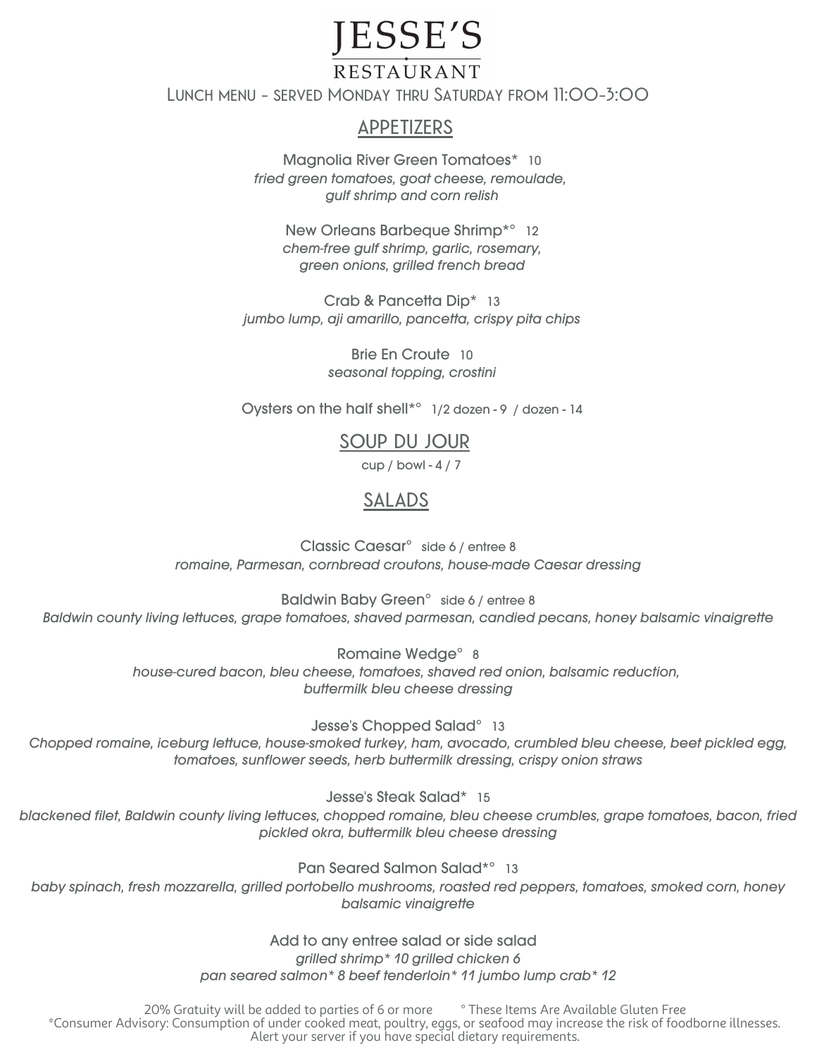# JESSE'S

RESTAURANT

Lunch menu - served Monday thru Saturday from 11:00-3:00

## APPETIZERS

Magnolia River Green Tomatoes* 10
*fried green tomatoes, goat cheese, remoulade, gulf shrimp and corn relish*

New Orleans Barbeque Shrimp*° 12
*chem-free gulf shrimp, garlic, rosemary, green onions, grilled french bread*

Crab & Pancetta Dip* 13
*jumbo lump, aji amarillo, pancetta, crispy pita chips*

Brie En Croute 10
*seasonal topping, crostini*

Oysters on the half shell*° 1/2 dozen - 9 / dozen - 14

## SOUP DU JOUR

cup / bowl - 4 / 7

## SALADS

Classic Caesar° side 6 / entree 8
*romaine, Parmesan, cornbread croutons, house-made Caesar dressing*

Baldwin Baby Green° side 6 / entree 8
*Baldwin county living lettuces, grape tomatoes, shaved parmesan, candied pecans, honey balsamic vinaigrette*

Romaine Wedge° 8
*house-cured bacon, bleu cheese, tomatoes, shaved red onion, balsamic reduction, buttermilk bleu cheese dressing*

Jesse's Chopped Salad° 13
*Chopped romaine, iceburg lettuce, house-smoked turkey, ham, avocado, crumbled bleu cheese, beet pickled egg, tomatoes, sunflower seeds, herb buttermilk dressing, crispy onion straws*

Jesse's Steak Salad* 15
*blackened filet, Baldwin county living lettuces, chopped romaine, bleu cheese crumbles, grape tomatoes, bacon, fried pickled okra, buttermilk bleu cheese dressing*

Pan Seared Salmon Salad*° 13
*baby spinach, fresh mozzarella, grilled portobello mushrooms, roasted red peppers, tomatoes, smoked corn, honey balsamic vinaigrette*

Add to any entree salad or side salad
*grilled shrimp* 10 grilled chicken 6*
*pan seared salmon* 8 beef tenderloin* 11 jumbo lump crab* 12*

20% Gratuity will be added to parties of 6 or more ° These Items Are Available Gluten Free
*Consumer Advisory: Consumption of under cooked meat, poultry, eggs, or seafood may increase the risk of foodborne illnesses.
Alert your server if you have special dietary requirements.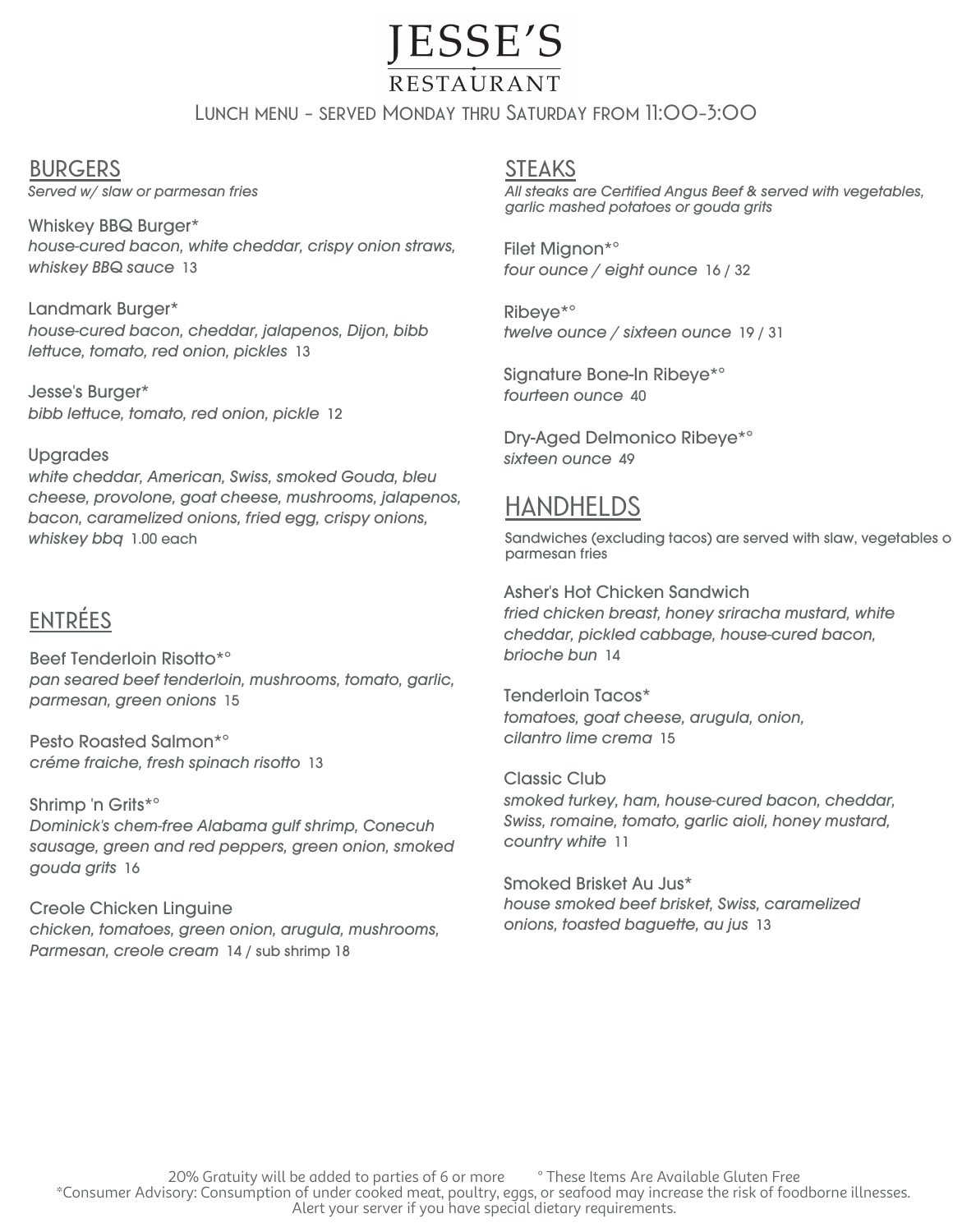# JESSE'S RESTAURANT

Lunch menu - served Monday thru Saturday from 11:00-3:00

## BURGERS

*Served w/ slaw or parmesan fries*

Whiskey BBQ Burger*
*house-cured bacon, white cheddar, crispy onion straws, whiskey BBQ sauce* 13

Landmark Burger*
*house-cured bacon, cheddar, jalapenos, Dijon, bibb lettuce, tomato, red onion, pickles* 13

Jesse's Burger*
*bibb lettuce, tomato, red onion, pickle* 12

Upgrades
*white cheddar, American, Swiss, smoked Gouda, bleu cheese, provolone, goat cheese, mushrooms, jalapenos, bacon, caramelized onions, fried egg, crispy onions, whiskey bbq* 1.00 each

## ENTRÉES

Beef Tenderloin Risotto*°
*pan seared beef tenderloin, mushrooms, tomato, garlic, parmesan, green onions* 15

Pesto Roasted Salmon*°
*créme fraiche, fresh spinach risotto* 13

Shrimp 'n Grits*°
*Dominick's chem-free Alabama gulf shrimp, Conecuh sausage, green and red peppers, green onion, smoked gouda grits* 16

Creole Chicken Linguine
*chicken, tomatoes, green onion, arugula, mushrooms, Parmesan, creole cream* 14 / sub shrimp 18

## STEAKS

*All steaks are Certified Angus Beef & served with vegetables, garlic mashed potatoes or gouda grits*

Filet Mignon*°
*four ounce / eight ounce* 16 / 32

Ribeye*°
*twelve ounce / sixteen ounce* 19 / 31

Signature Bone-In Ribeye*°
*fourteen ounce* 40

Dry-Aged Delmonico Ribeye*°
*sixteen ounce* 49

## HANDHELDS

Sandwiches (excluding tacos) are served with slaw, vegetables o parmesan fries

Asher's Hot Chicken Sandwich
*fried chicken breast, honey sriracha mustard, white cheddar, pickled cabbage, house-cured bacon, brioche bun* 14

Tenderloin Tacos*
*tomatoes, goat cheese, arugula, onion, cilantro lime crema* 15

Classic Club
*smoked turkey, ham, house-cured bacon, cheddar, Swiss, romaine, tomato, garlic aioli, honey mustard, country white* 11

Smoked Brisket Au Jus*
*house smoked beef brisket, Swiss, caramelized onions, toasted baguette, au jus* 13

20% Gratuity will be added to parties of 6 or more ° These Items Are Available Gluten Free

*Consumer Advisory: Consumption of under cooked meat, poultry, eggs, or seafood may increase the risk of foodborne illnesses. Alert your server if you have special dietary requirements.